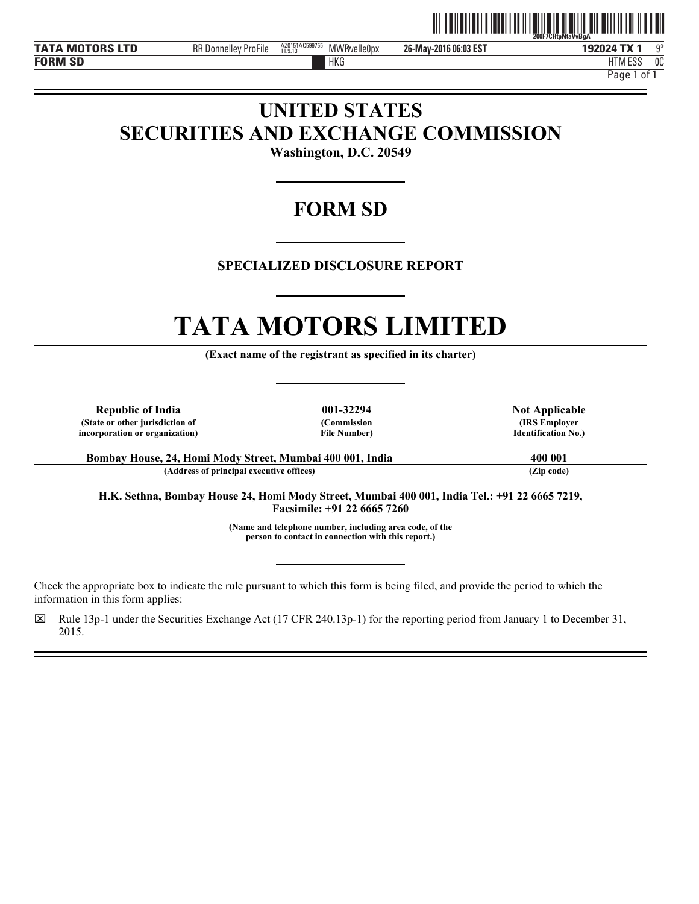# UNITED STATES
# SECURITIES AND EXCHANGE COMMISSION

**Washington, D.C. 20549**

## FORM SD

### SPECIALIZED DISCLOSURE REPORT

# TATA MOTORS LIMITED

**(Exact name of the registrant as specified in its charter)**

| Republic of India | 001-32294 | Not Applicable |
|---|---|---|
| (State or other jurisdiction of incorporation or organization) | (Commission File Number) | (IRS Employer Identification No.) |

| Bombay House, 24, Homi Mody Street, Mumbai 400 001, India | 400 001 |
|---|---|
| (Address of principal executive offices) | (Zip code) |

**H.K. Sethna, Bombay House 24, Homi Mody Street, Mumbai 400 001, India Tel.: +91 22 6665 7219, Facsimile: +91 22 6665 7260**

**(Name and telephone number, including area code, of the person to contact in connection with this report.)**

Check the appropriate box to indicate the rule pursuant to which this form is being filed, and provide the period to which the information in this form applies:

☒ Rule 13p-1 under the Securities Exchange Act (17 CFR 240.13p-1) for the reporting period from January 1 to December 31, 2015.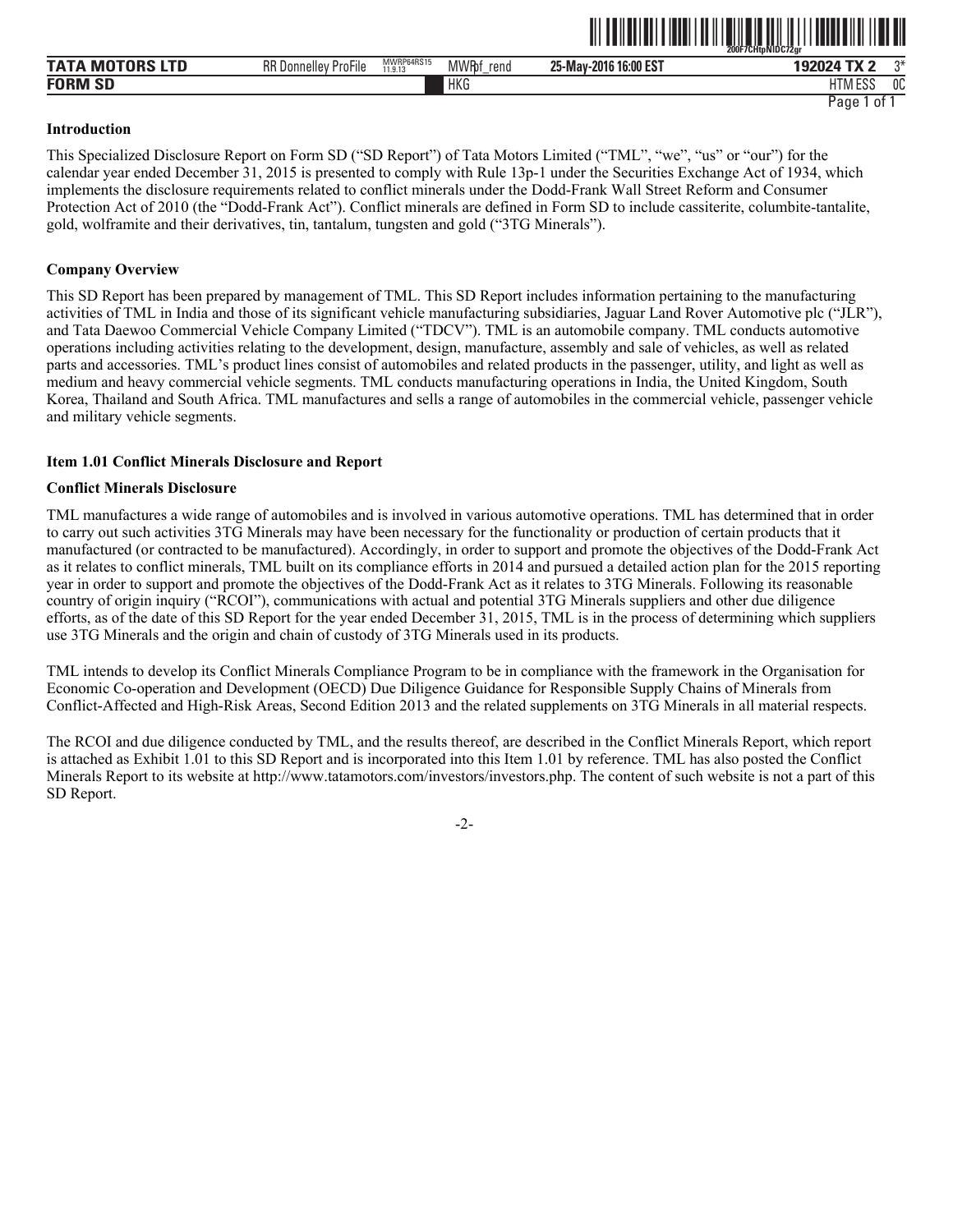### Introduction

This Specialized Disclosure Report on Form SD ("SD Report") of Tata Motors Limited ("TML", "we", "us" or "our") for the calendar year ended December 31, 2015 is presented to comply with Rule 13p-1 under the Securities Exchange Act of 1934, which implements the disclosure requirements related to conflict minerals under the Dodd-Frank Wall Street Reform and Consumer Protection Act of 2010 (the "Dodd-Frank Act"). Conflict minerals are defined in Form SD to include cassiterite, columbite-tantalite, gold, wolframite and their derivatives, tin, tantalum, tungsten and gold ("3TG Minerals").

### Company Overview

This SD Report has been prepared by management of TML. This SD Report includes information pertaining to the manufacturing activities of TML in India and those of its significant vehicle manufacturing subsidiaries, Jaguar Land Rover Automotive plc ("JLR"), and Tata Daewoo Commercial Vehicle Company Limited ("TDCV"). TML is an automobile company. TML conducts automotive operations including activities relating to the development, design, manufacture, assembly and sale of vehicles, as well as related parts and accessories. TML's product lines consist of automobiles and related products in the passenger, utility, and light as well as medium and heavy commercial vehicle segments. TML conducts manufacturing operations in India, the United Kingdom, South Korea, Thailand and South Africa. TML manufactures and sells a range of automobiles in the commercial vehicle, passenger vehicle and military vehicle segments.

### Item 1.01 Conflict Minerals Disclosure and Report

### Conflict Minerals Disclosure

TML manufactures a wide range of automobiles and is involved in various automotive operations. TML has determined that in order to carry out such activities 3TG Minerals may have been necessary for the functionality or production of certain products that it manufactured (or contracted to be manufactured). Accordingly, in order to support and promote the objectives of the Dodd-Frank Act as it relates to conflict minerals, TML built on its compliance efforts in 2014 and pursued a detailed action plan for the 2015 reporting year in order to support and promote the objectives of the Dodd-Frank Act as it relates to 3TG Minerals. Following its reasonable country of origin inquiry ("RCOI"), communications with actual and potential 3TG Minerals suppliers and other due diligence efforts, as of the date of this SD Report for the year ended December 31, 2015, TML is in the process of determining which suppliers use 3TG Minerals and the origin and chain of custody of 3TG Minerals used in its products.

TML intends to develop its Conflict Minerals Compliance Program to be in compliance with the framework in the Organisation for Economic Co-operation and Development (OECD) Due Diligence Guidance for Responsible Supply Chains of Minerals from Conflict-Affected and High-Risk Areas, Second Edition 2013 and the related supplements on 3TG Minerals in all material respects.

The RCOI and due diligence conducted by TML, and the results thereof, are described in the Conflict Minerals Report, which report is attached as Exhibit 1.01 to this SD Report and is incorporated into this Item 1.01 by reference. TML has also posted the Conflict Minerals Report to its website at http://www.tatamotors.com/investors/investors.php. The content of such website is not a part of this SD Report.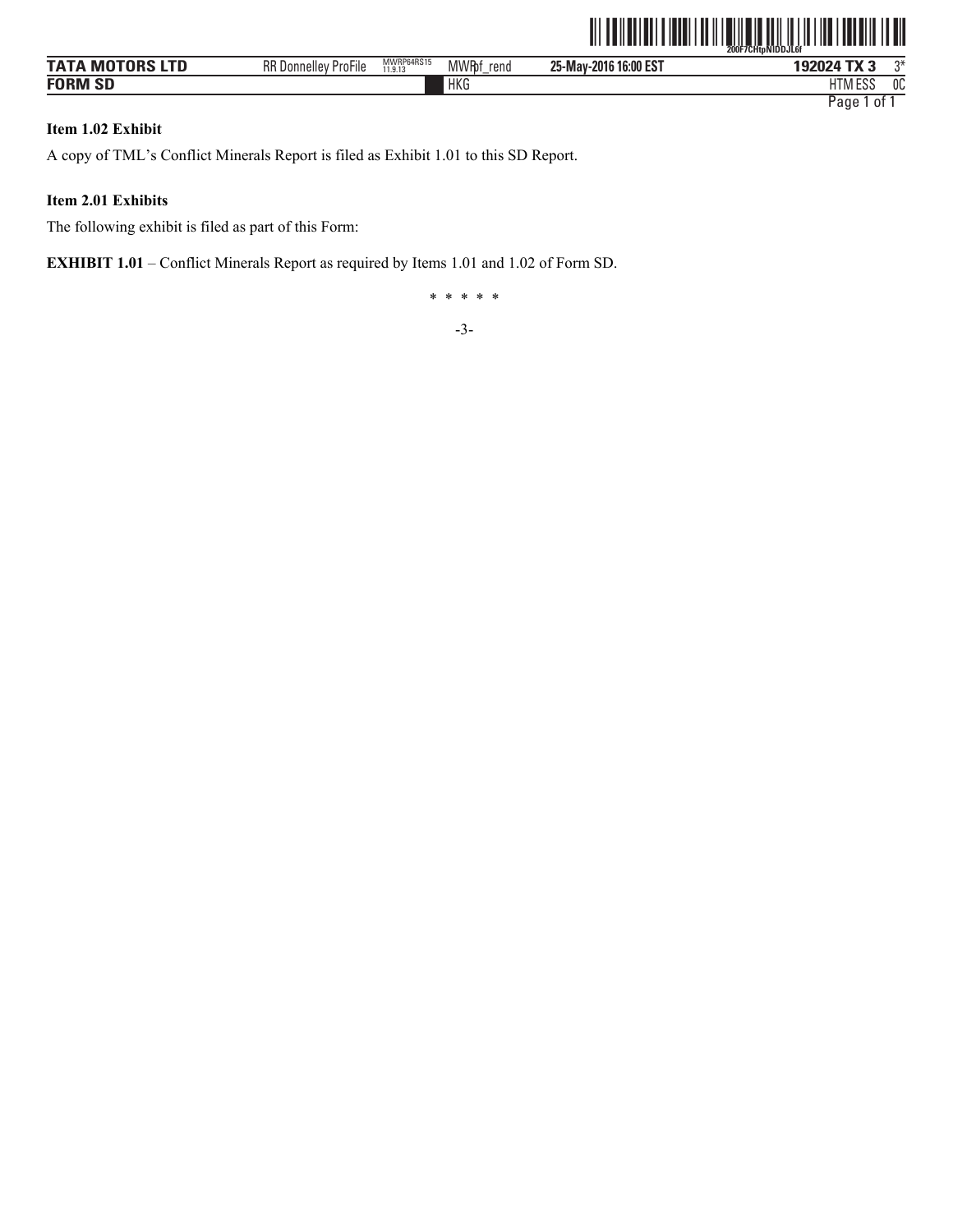**Item 1.02 Exhibit**

A copy of TML's Conflict Minerals Report is filed as Exhibit 1.01 to this SD Report.

**Item 2.01 Exhibits**

The following exhibit is filed as part of this Form:

**EXHIBIT 1.01** – Conflict Minerals Report as required by Items 1.01 and 1.02 of Form SD.

\* \* \* \* \*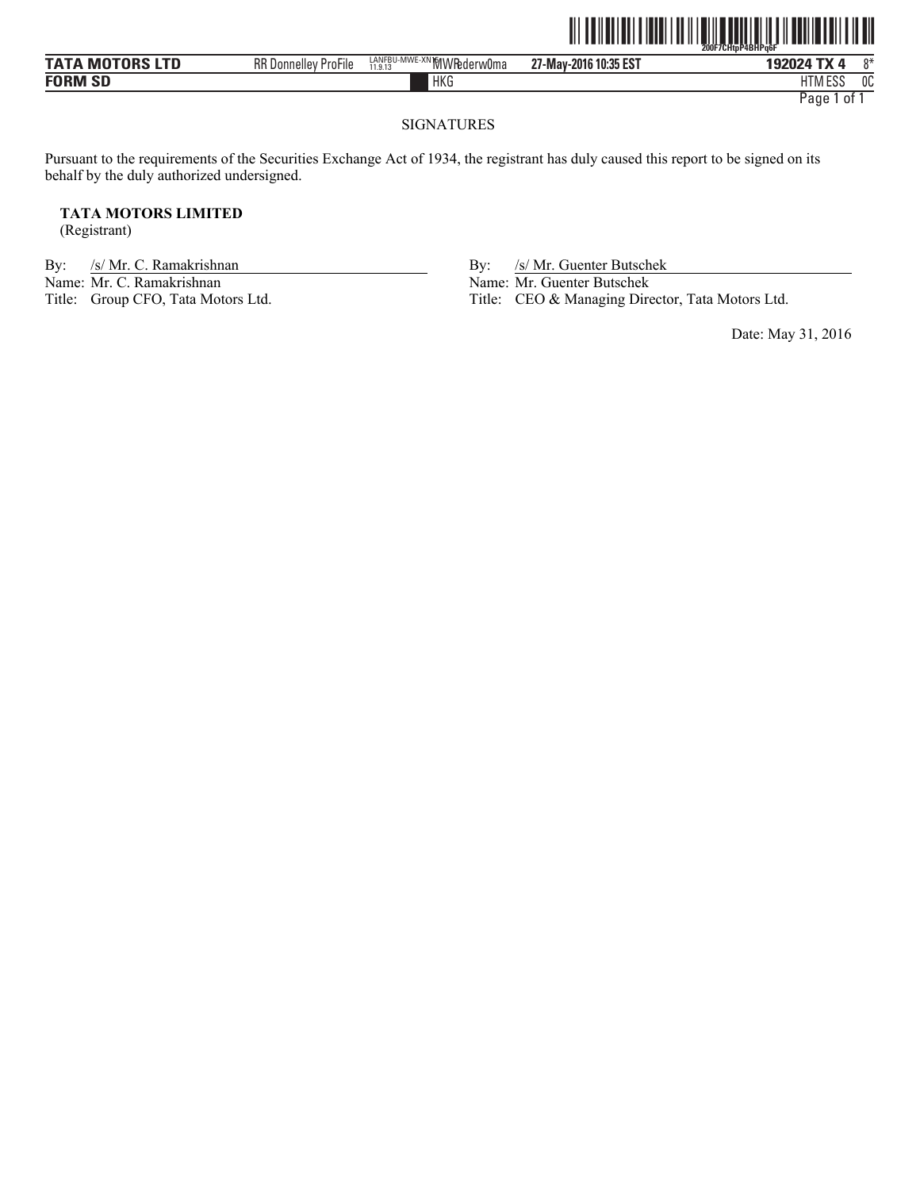# SIGNATURES

Pursuant to the requirements of the Securities Exchange Act of 1934, the registrant has duly caused this report to be signed on its behalf by the duly authorized undersigned.

**TATA MOTORS LIMITED**
(Registrant)

By: /s/ Mr. C. Ramakrishnan
Name: Mr. C. Ramakrishnan
Title: Group CFO, Tata Motors Ltd.

By: /s/ Mr. Guenter Butschek
Name: Mr. Guenter Butschek
Title: CEO & Managing Director, Tata Motors Ltd.

Date: May 31, 2016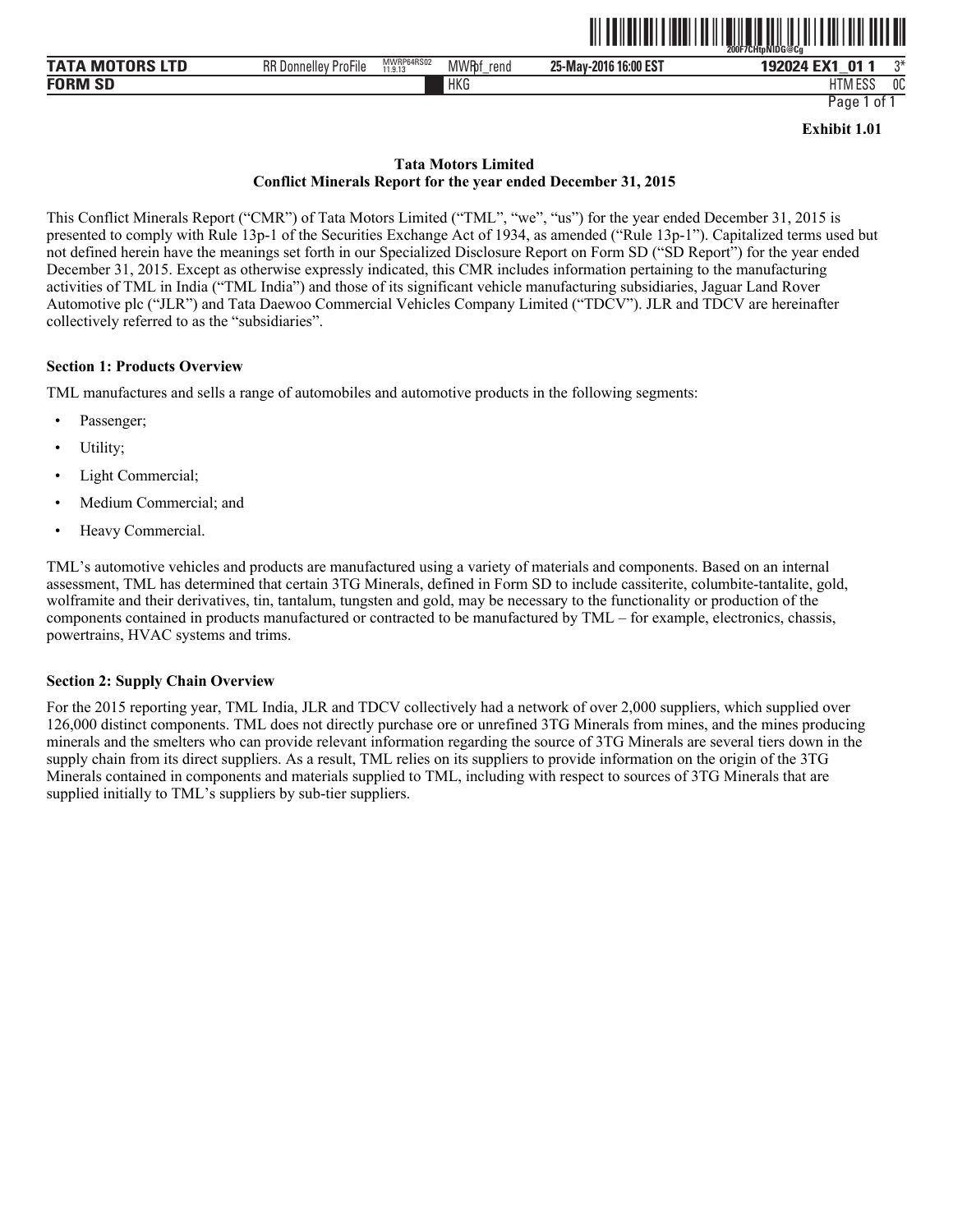**Exhibit 1.01**

**Tata Motors Limited**
**Conflict Minerals Report for the year ended December 31, 2015**

This Conflict Minerals Report ("CMR") of Tata Motors Limited ("TML", "we", "us") for the year ended December 31, 2015 is presented to comply with Rule 13p-1 of the Securities Exchange Act of 1934, as amended ("Rule 13p-1"). Capitalized terms used but not defined herein have the meanings set forth in our Specialized Disclosure Report on Form SD ("SD Report") for the year ended December 31, 2015. Except as otherwise expressly indicated, this CMR includes information pertaining to the manufacturing activities of TML in India ("TML India") and those of its significant vehicle manufacturing subsidiaries, Jaguar Land Rover Automotive plc ("JLR") and Tata Daewoo Commercial Vehicles Company Limited ("TDCV"). JLR and TDCV are hereinafter collectively referred to as the "subsidiaries".

**Section 1: Products Overview**

TML manufactures and sells a range of automobiles and automotive products in the following segments:

- Passenger;
- Utility;
- Light Commercial;
- Medium Commercial; and
- Heavy Commercial.

TML's automotive vehicles and products are manufactured using a variety of materials and components. Based on an internal assessment, TML has determined that certain 3TG Minerals, defined in Form SD to include cassiterite, columbite-tantalite, gold, wolframite and their derivatives, tin, tantalum, tungsten and gold, may be necessary to the functionality or production of the components contained in products manufactured or contracted to be manufactured by TML – for example, electronics, chassis, powertrains, HVAC systems and trims.

**Section 2: Supply Chain Overview**

For the 2015 reporting year, TML India, JLR and TDCV collectively had a network of over 2,000 suppliers, which supplied over 126,000 distinct components. TML does not directly purchase ore or unrefined 3TG Minerals from mines, and the mines producing minerals and the smelters who can provide relevant information regarding the source of 3TG Minerals are several tiers down in the supply chain from its direct suppliers. As a result, TML relies on its suppliers to provide information on the origin of the 3TG Minerals contained in components and materials supplied to TML, including with respect to sources of 3TG Minerals that are supplied initially to TML's suppliers by sub-tier suppliers.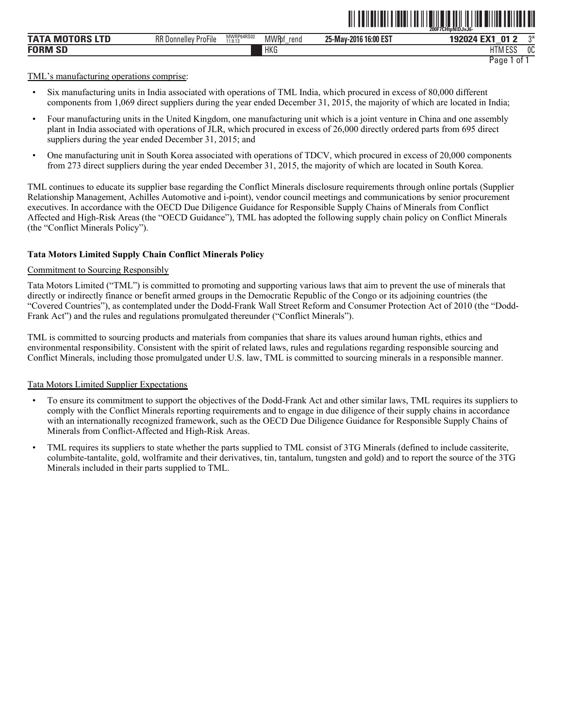TML's manufacturing operations comprise:

- Six manufacturing units in India associated with operations of TML India, which procured in excess of 80,000 different components from 1,069 direct suppliers during the year ended December 31, 2015, the majority of which are located in India;
- Four manufacturing units in the United Kingdom, one manufacturing unit which is a joint venture in China and one assembly plant in India associated with operations of JLR, which procured in excess of 26,000 directly ordered parts from 695 direct suppliers during the year ended December 31, 2015; and
- One manufacturing unit in South Korea associated with operations of TDCV, which procured in excess of 20,000 components from 273 direct suppliers during the year ended December 31, 2015, the majority of which are located in South Korea.

TML continues to educate its supplier base regarding the Conflict Minerals disclosure requirements through online portals (Supplier Relationship Management, Achilles Automotive and i-point), vendor council meetings and communications by senior procurement executives. In accordance with the OECD Due Diligence Guidance for Responsible Supply Chains of Minerals from Conflict Affected and High-Risk Areas (the "OECD Guidance"), TML has adopted the following supply chain policy on Conflict Minerals (the "Conflict Minerals Policy").

**Tata Motors Limited Supply Chain Conflict Minerals Policy**

Commitment to Sourcing Responsibly

Tata Motors Limited ("TML") is committed to promoting and supporting various laws that aim to prevent the use of minerals that directly or indirectly finance or benefit armed groups in the Democratic Republic of the Congo or its adjoining countries (the "Covered Countries"), as contemplated under the Dodd-Frank Wall Street Reform and Consumer Protection Act of 2010 (the "Dodd-Frank Act") and the rules and regulations promulgated thereunder ("Conflict Minerals").

TML is committed to sourcing products and materials from companies that share its values around human rights, ethics and environmental responsibility. Consistent with the spirit of related laws, rules and regulations regarding responsible sourcing and Conflict Minerals, including those promulgated under U.S. law, TML is committed to sourcing minerals in a responsible manner.

Tata Motors Limited Supplier Expectations

- To ensure its commitment to support the objectives of the Dodd-Frank Act and other similar laws, TML requires its suppliers to comply with the Conflict Minerals reporting requirements and to engage in due diligence of their supply chains in accordance with an internationally recognized framework, such as the OECD Due Diligence Guidance for Responsible Supply Chains of Minerals from Conflict-Affected and High-Risk Areas.
- TML requires its suppliers to state whether the parts supplied to TML consist of 3TG Minerals (defined to include cassiterite, columbite-tantalite, gold, wolframite and their derivatives, tin, tantalum, tungsten and gold) and to report the source of the 3TG Minerals included in their parts supplied to TML.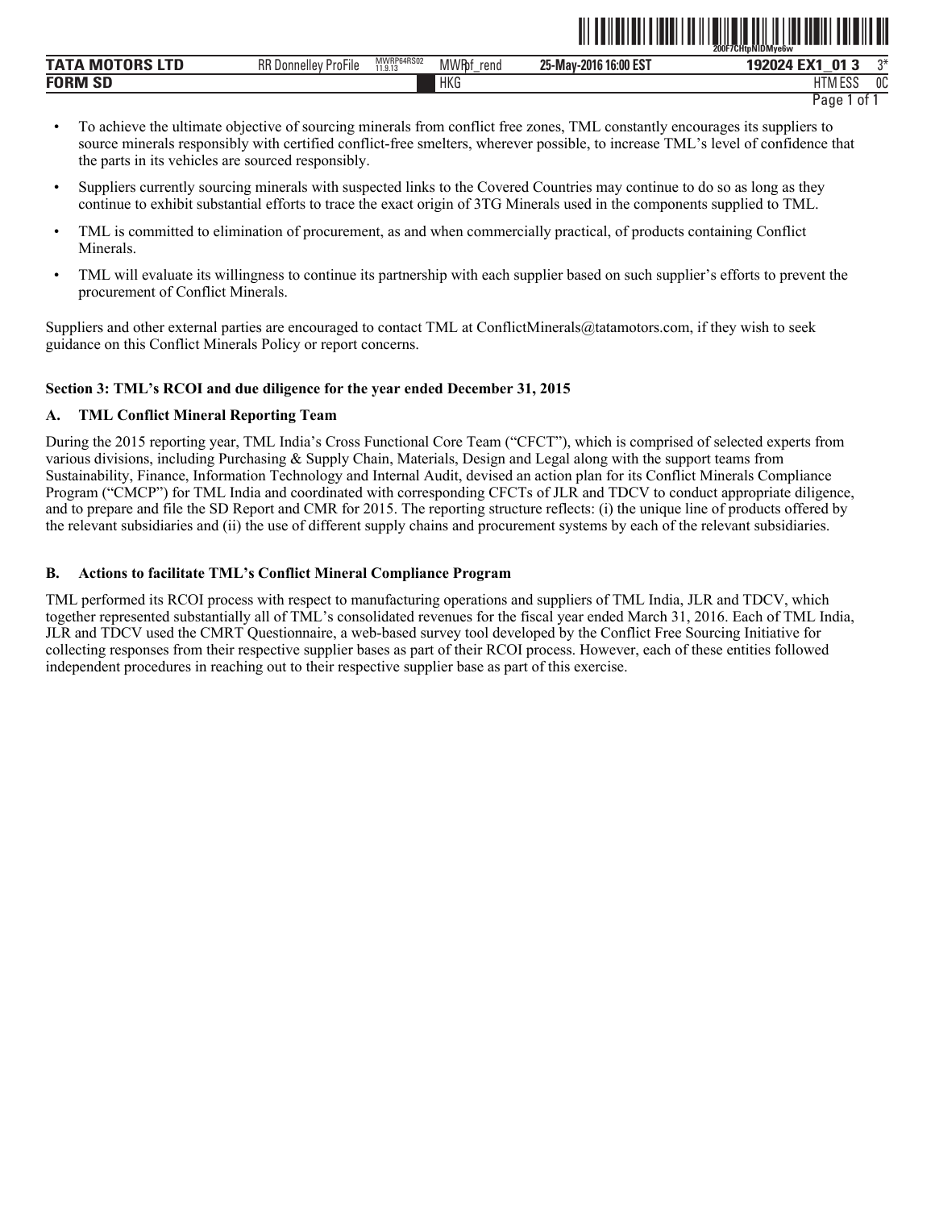- To achieve the ultimate objective of sourcing minerals from conflict free zones, TML constantly encourages its suppliers to source minerals responsibly with certified conflict-free smelters, wherever possible, to increase TML's level of confidence that the parts in its vehicles are sourced responsibly.
- Suppliers currently sourcing minerals with suspected links to the Covered Countries may continue to do so as long as they continue to exhibit substantial efforts to trace the exact origin of 3TG Minerals used in the components supplied to TML.
- TML is committed to elimination of procurement, as and when commercially practical, of products containing Conflict Minerals.
- TML will evaluate its willingness to continue its partnership with each supplier based on such supplier's efforts to prevent the procurement of Conflict Minerals.

Suppliers and other external parties are encouraged to contact TML at ConflictMinerals@tatamotors.com, if they wish to seek guidance on this Conflict Minerals Policy or report concerns.

**Section 3: TML's RCOI and due diligence for the year ended December 31, 2015**

**A. TML Conflict Mineral Reporting Team**

During the 2015 reporting year, TML India's Cross Functional Core Team ("CFCT"), which is comprised of selected experts from various divisions, including Purchasing & Supply Chain, Materials, Design and Legal along with the support teams from Sustainability, Finance, Information Technology and Internal Audit, devised an action plan for its Conflict Minerals Compliance Program ("CMCP") for TML India and coordinated with corresponding CFCTs of JLR and TDCV to conduct appropriate diligence, and to prepare and file the SD Report and CMR for 2015. The reporting structure reflects: (i) the unique line of products offered by the relevant subsidiaries and (ii) the use of different supply chains and procurement systems by each of the relevant subsidiaries.

**B. Actions to facilitate TML's Conflict Mineral Compliance Program**

TML performed its RCOI process with respect to manufacturing operations and suppliers of TML India, JLR and TDCV, which together represented substantially all of TML's consolidated revenues for the fiscal year ended March 31, 2016. Each of TML India, JLR and TDCV used the CMRT Questionnaire, a web-based survey tool developed by the Conflict Free Sourcing Initiative for collecting responses from their respective supplier bases as part of their RCOI process. However, each of these entities followed independent procedures in reaching out to their respective supplier base as part of this exercise.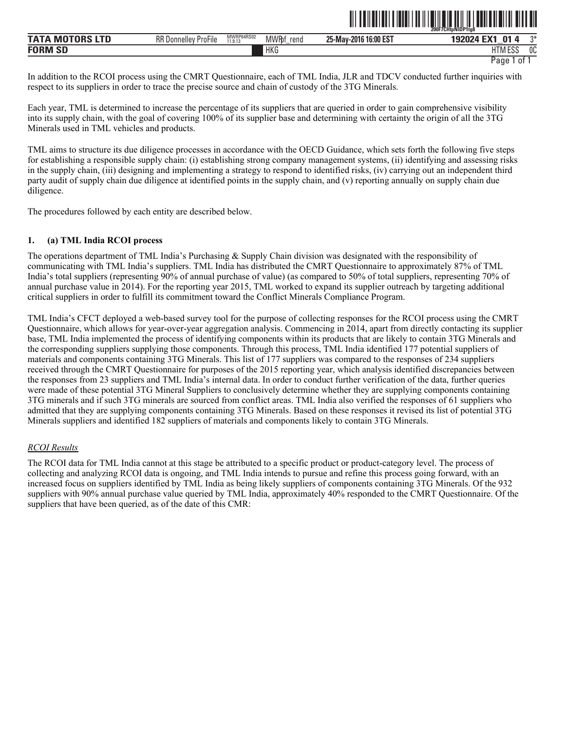In addition to the RCOI process using the CMRT Questionnaire, each of TML India, JLR and TDCV conducted further inquiries with respect to its suppliers in order to trace the precise source and chain of custody of the 3TG Minerals.

Each year, TML is determined to increase the percentage of its suppliers that are queried in order to gain comprehensive visibility into its supply chain, with the goal of covering 100% of its supplier base and determining with certainty the origin of all the 3TG Minerals used in TML vehicles and products.

TML aims to structure its due diligence processes in accordance with the OECD Guidance, which sets forth the following five steps for establishing a responsible supply chain: (i) establishing strong company management systems, (ii) identifying and assessing risks in the supply chain, (iii) designing and implementing a strategy to respond to identified risks, (iv) carrying out an independent third party audit of supply chain due diligence at identified points in the supply chain, and (v) reporting annually on supply chain due diligence.

The procedures followed by each entity are described below.

**1. (a) TML India RCOI process**

The operations department of TML India's Purchasing & Supply Chain division was designated with the responsibility of communicating with TML India's suppliers. TML India has distributed the CMRT Questionnaire to approximately 87% of TML India's total suppliers (representing 90% of annual purchase of value) (as compared to 50% of total suppliers, representing 70% of annual purchase value in 2014). For the reporting year 2015, TML worked to expand its supplier outreach by targeting additional critical suppliers in order to fulfill its commitment toward the Conflict Minerals Compliance Program.

TML India's CFCT deployed a web-based survey tool for the purpose of collecting responses for the RCOI process using the CMRT Questionnaire, which allows for year-over-year aggregation analysis. Commencing in 2014, apart from directly contacting its supplier base, TML India implemented the process of identifying components within its products that are likely to contain 3TG Minerals and the corresponding suppliers supplying those components. Through this process, TML India identified 177 potential suppliers of materials and components containing 3TG Minerals. This list of 177 suppliers was compared to the responses of 234 suppliers received through the CMRT Questionnaire for purposes of the 2015 reporting year, which analysis identified discrepancies between the responses from 23 suppliers and TML India's internal data. In order to conduct further verification of the data, further queries were made of these potential 3TG Mineral Suppliers to conclusively determine whether they are supplying components containing 3TG minerals and if such 3TG minerals are sourced from conflict areas. TML India also verified the responses of 61 suppliers who admitted that they are supplying components containing 3TG Minerals. Based on these responses it revised its list of potential 3TG Minerals suppliers and identified 182 suppliers of materials and components likely to contain 3TG Minerals.

*RCOI Results*

The RCOI data for TML India cannot at this stage be attributed to a specific product or product-category level. The process of collecting and analyzing RCOI data is ongoing, and TML India intends to pursue and refine this process going forward, with an increased focus on suppliers identified by TML India as being likely suppliers of components containing 3TG Minerals. Of the 932 suppliers with 90% annual purchase value queried by TML India, approximately 40% responded to the CMRT Questionnaire. Of the suppliers that have been queried, as of the date of this CMR: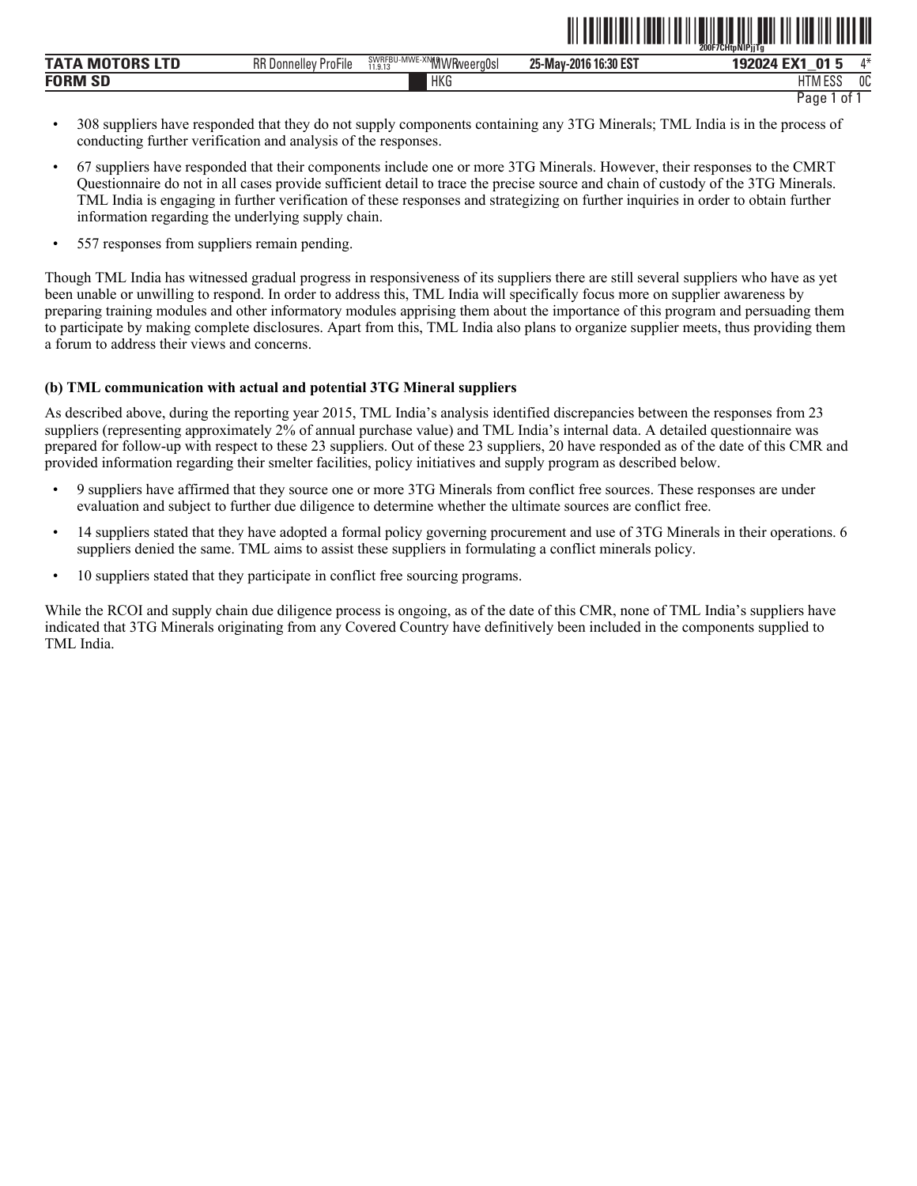- 308 suppliers have responded that they do not supply components containing any 3TG Minerals; TML India is in the process of conducting further verification and analysis of the responses.
- 67 suppliers have responded that their components include one or more 3TG Minerals. However, their responses to the CMRT Questionnaire do not in all cases provide sufficient detail to trace the precise source and chain of custody of the 3TG Minerals. TML India is engaging in further verification of these responses and strategizing on further inquiries in order to obtain further information regarding the underlying supply chain.
- 557 responses from suppliers remain pending.

Though TML India has witnessed gradual progress in responsiveness of its suppliers there are still several suppliers who have as yet been unable or unwilling to respond. In order to address this, TML India will specifically focus more on supplier awareness by preparing training modules and other informatory modules apprising them about the importance of this program and persuading them to participate by making complete disclosures. Apart from this, TML India also plans to organize supplier meets, thus providing them a forum to address their views and concerns.

**(b) TML communication with actual and potential 3TG Mineral suppliers**

As described above, during the reporting year 2015, TML India's analysis identified discrepancies between the responses from 23 suppliers (representing approximately 2% of annual purchase value) and TML India's internal data. A detailed questionnaire was prepared for follow-up with respect to these 23 suppliers. Out of these 23 suppliers, 20 have responded as of the date of this CMR and provided information regarding their smelter facilities, policy initiatives and supply program as described below.

- 9 suppliers have affirmed that they source one or more 3TG Minerals from conflict free sources. These responses are under evaluation and subject to further due diligence to determine whether the ultimate sources are conflict free.
- 14 suppliers stated that they have adopted a formal policy governing procurement and use of 3TG Minerals in their operations. 6 suppliers denied the same. TML aims to assist these suppliers in formulating a conflict minerals policy.
- 10 suppliers stated that they participate in conflict free sourcing programs.

While the RCOI and supply chain due diligence process is ongoing, as of the date of this CMR, none of TML India's suppliers have indicated that 3TG Minerals originating from any Covered Country have definitively been included in the components supplied to TML India.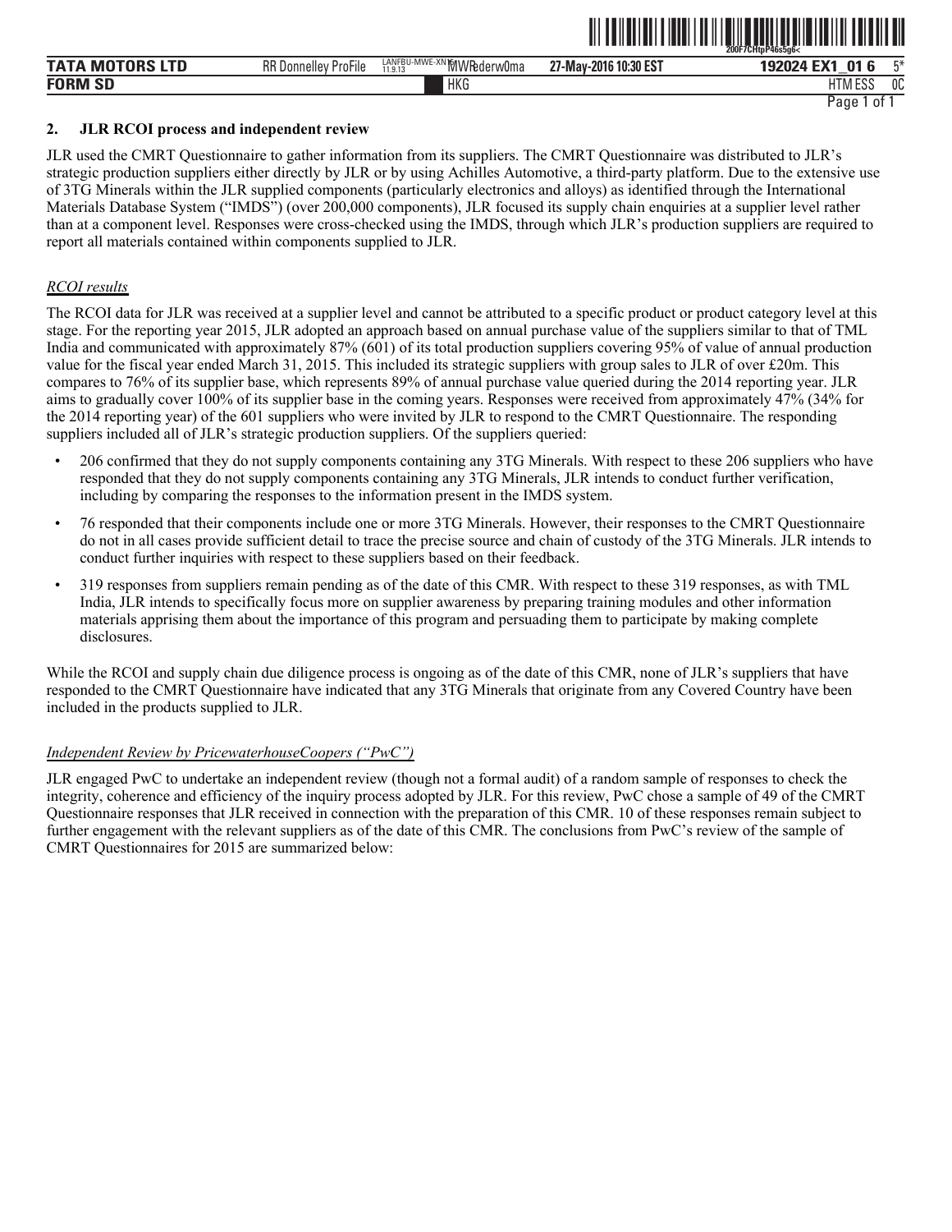## 2. JLR RCOI process and independent review

JLR used the CMRT Questionnaire to gather information from its suppliers. The CMRT Questionnaire was distributed to JLR's strategic production suppliers either directly by JLR or by using Achilles Automotive, a third-party platform. Due to the extensive use of 3TG Minerals within the JLR supplied components (particularly electronics and alloys) as identified through the International Materials Database System ("IMDS") (over 200,000 components), JLR focused its supply chain enquiries at a supplier level rather than at a component level. Responses were cross-checked using the IMDS, through which JLR's production suppliers are required to report all materials contained within components supplied to JLR.

*RCOI results*

The RCOI data for JLR was received at a supplier level and cannot be attributed to a specific product or product category level at this stage. For the reporting year 2015, JLR adopted an approach based on annual purchase value of the suppliers similar to that of TML India and communicated with approximately 87% (601) of its total production suppliers covering 95% of value of annual production value for the fiscal year ended March 31, 2015. This included its strategic suppliers with group sales to JLR of over £20m. This compares to 76% of its supplier base, which represents 89% of annual purchase value queried during the 2014 reporting year. JLR aims to gradually cover 100% of its supplier base in the coming years. Responses were received from approximately 47% (34% for the 2014 reporting year) of the 601 suppliers who were invited by JLR to respond to the CMRT Questionnaire. The responding suppliers included all of JLR's strategic production suppliers. Of the suppliers queried:

- 206 confirmed that they do not supply components containing any 3TG Minerals. With respect to these 206 suppliers who have responded that they do not supply components containing any 3TG Minerals, JLR intends to conduct further verification, including by comparing the responses to the information present in the IMDS system.
- 76 responded that their components include one or more 3TG Minerals. However, their responses to the CMRT Questionnaire do not in all cases provide sufficient detail to trace the precise source and chain of custody of the 3TG Minerals. JLR intends to conduct further inquiries with respect to these suppliers based on their feedback.
- 319 responses from suppliers remain pending as of the date of this CMR. With respect to these 319 responses, as with TML India, JLR intends to specifically focus more on supplier awareness by preparing training modules and other information materials apprising them about the importance of this program and persuading them to participate by making complete disclosures.

While the RCOI and supply chain due diligence process is ongoing as of the date of this CMR, none of JLR's suppliers that have responded to the CMRT Questionnaire have indicated that any 3TG Minerals that originate from any Covered Country have been included in the products supplied to JLR.

*Independent Review by PricewaterhouseCoopers ("PwC")*

JLR engaged PwC to undertake an independent review (though not a formal audit) of a random sample of responses to check the integrity, coherence and efficiency of the inquiry process adopted by JLR. For this review, PwC chose a sample of 49 of the CMRT Questionnaire responses that JLR received in connection with the preparation of this CMR. 10 of these responses remain subject to further engagement with the relevant suppliers as of the date of this CMR. The conclusions from PwC's review of the sample of CMRT Questionnaires for 2015 are summarized below: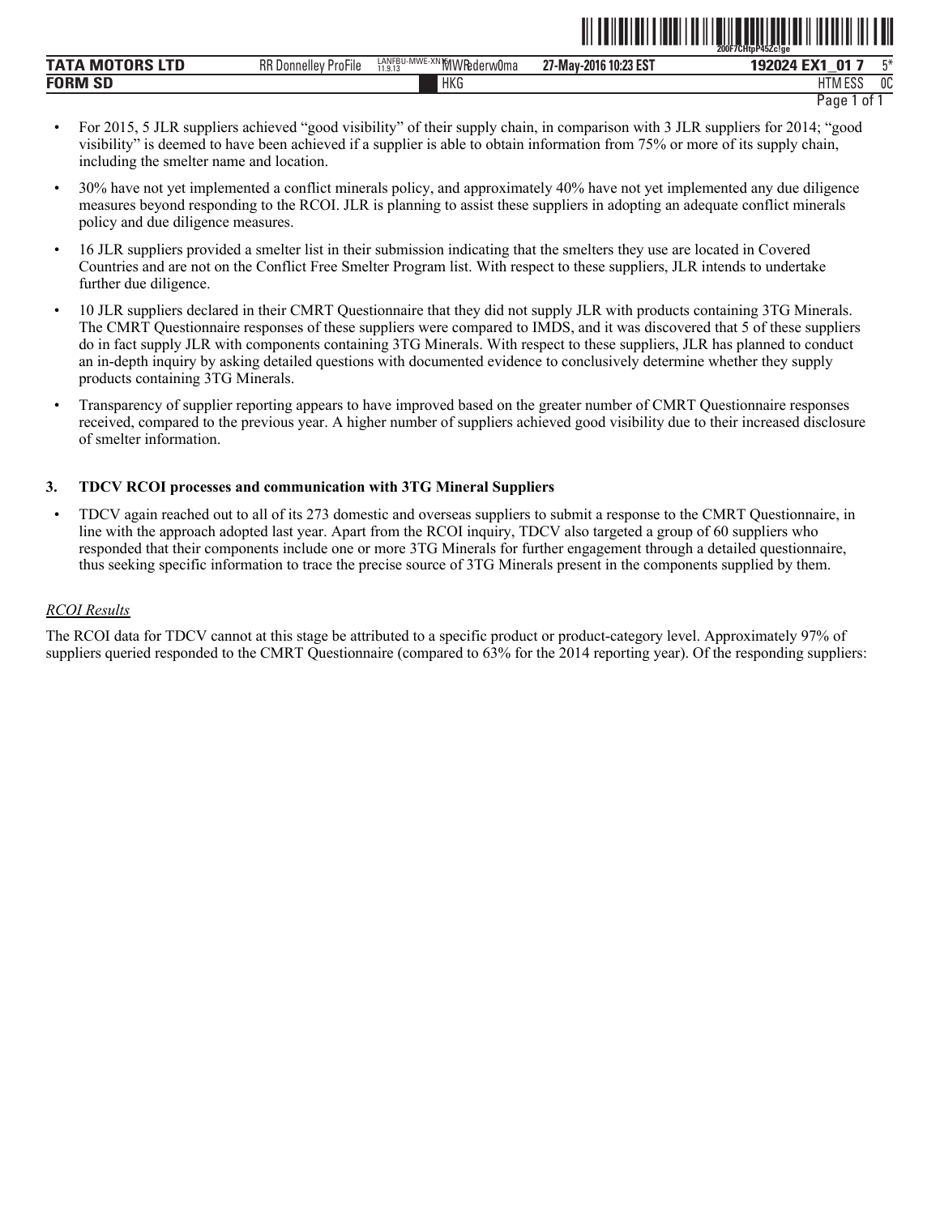- For 2015, 5 JLR suppliers achieved "good visibility" of their supply chain, in comparison with 3 JLR suppliers for 2014; "good visibility" is deemed to have been achieved if a supplier is able to obtain information from 75% or more of its supply chain, including the smelter name and location.
- 30% have not yet implemented a conflict minerals policy, and approximately 40% have not yet implemented any due diligence measures beyond responding to the RCOI. JLR is planning to assist these suppliers in adopting an adequate conflict minerals policy and due diligence measures.
- 16 JLR suppliers provided a smelter list in their submission indicating that the smelters they use are located in Covered Countries and are not on the Conflict Free Smelter Program list. With respect to these suppliers, JLR intends to undertake further due diligence.
- 10 JLR suppliers declared in their CMRT Questionnaire that they did not supply JLR with products containing 3TG Minerals. The CMRT Questionnaire responses of these suppliers were compared to IMDS, and it was discovered that 5 of these suppliers do in fact supply JLR with components containing 3TG Minerals. With respect to these suppliers, JLR has planned to conduct an in-depth inquiry by asking detailed questions with documented evidence to conclusively determine whether they supply products containing 3TG Minerals.
- Transparency of supplier reporting appears to have improved based on the greater number of CMRT Questionnaire responses received, compared to the previous year. A higher number of suppliers achieved good visibility due to their increased disclosure of smelter information.

### 3. TDCV RCOI processes and communication with 3TG Mineral Suppliers

- TDCV again reached out to all of its 273 domestic and overseas suppliers to submit a response to the CMRT Questionnaire, in line with the approach adopted last year. Apart from the RCOI inquiry, TDCV also targeted a group of 60 suppliers who responded that their components include one or more 3TG Minerals for further engagement through a detailed questionnaire, thus seeking specific information to trace the precise source of 3TG Minerals present in the components supplied by them.

*RCOI Results*

The RCOI data for TDCV cannot at this stage be attributed to a specific product or product-category level. Approximately 97% of suppliers queried responded to the CMRT Questionnaire (compared to 63% for the 2014 reporting year). Of the responding suppliers: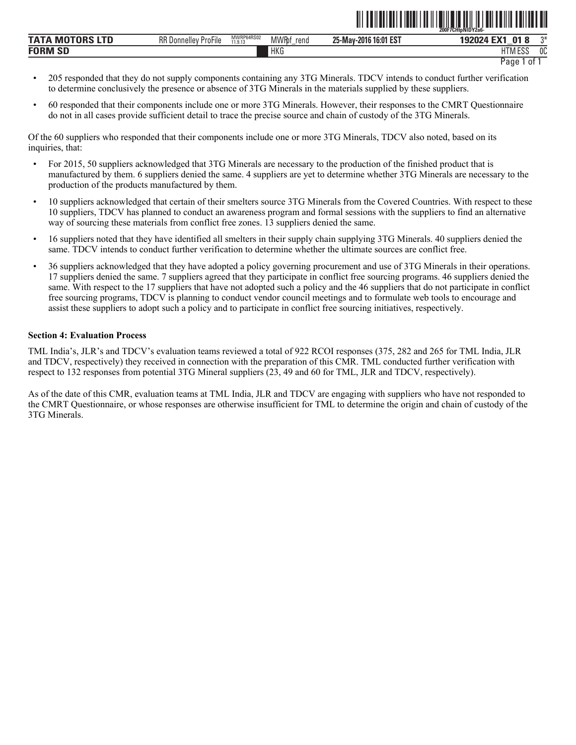- 205 responded that they do not supply components containing any 3TG Minerals. TDCV intends to conduct further verification to determine conclusively the presence or absence of 3TG Minerals in the materials supplied by these suppliers.
- 60 responded that their components include one or more 3TG Minerals. However, their responses to the CMRT Questionnaire do not in all cases provide sufficient detail to trace the precise source and chain of custody of the 3TG Minerals.

Of the 60 suppliers who responded that their components include one or more 3TG Minerals, TDCV also noted, based on its inquiries, that:

- For 2015, 50 suppliers acknowledged that 3TG Minerals are necessary to the production of the finished product that is manufactured by them. 6 suppliers denied the same. 4 suppliers are yet to determine whether 3TG Minerals are necessary to the production of the products manufactured by them.
- 10 suppliers acknowledged that certain of their smelters source 3TG Minerals from the Covered Countries. With respect to these 10 suppliers, TDCV has planned to conduct an awareness program and formal sessions with the suppliers to find an alternative way of sourcing these materials from conflict free zones. 13 suppliers denied the same.
- 16 suppliers noted that they have identified all smelters in their supply chain supplying 3TG Minerals. 40 suppliers denied the same. TDCV intends to conduct further verification to determine whether the ultimate sources are conflict free.
- 36 suppliers acknowledged that they have adopted a policy governing procurement and use of 3TG Minerals in their operations. 17 suppliers denied the same. 7 suppliers agreed that they participate in conflict free sourcing programs. 46 suppliers denied the same. With respect to the 17 suppliers that have not adopted such a policy and the 46 suppliers that do not participate in conflict free sourcing programs, TDCV is planning to conduct vendor council meetings and to formulate web tools to encourage and assist these suppliers to adopt such a policy and to participate in conflict free sourcing initiatives, respectively.

**Section 4: Evaluation Process**

TML India's, JLR's and TDCV's evaluation teams reviewed a total of 922 RCOI responses (375, 282 and 265 for TML India, JLR and TDCV, respectively) they received in connection with the preparation of this CMR. TML conducted further verification with respect to 132 responses from potential 3TG Mineral suppliers (23, 49 and 60 for TML, JLR and TDCV, respectively).

As of the date of this CMR, evaluation teams at TML India, JLR and TDCV are engaging with suppliers who have not responded to the CMRT Questionnaire, or whose responses are otherwise insufficient for TML to determine the origin and chain of custody of the 3TG Minerals.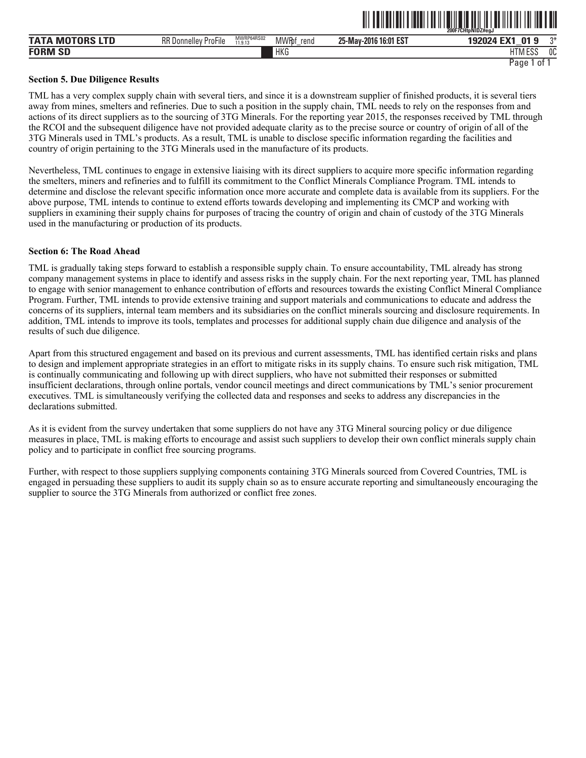### Section 5. Due Diligence Results

TML has a very complex supply chain with several tiers, and since it is a downstream supplier of finished products, it is several tiers away from mines, smelters and refineries. Due to such a position in the supply chain, TML needs to rely on the responses from and actions of its direct suppliers as to the sourcing of 3TG Minerals. For the reporting year 2015, the responses received by TML through the RCOI and the subsequent diligence have not provided adequate clarity as to the precise source or country of origin of all of the 3TG Minerals used in TML's products. As a result, TML is unable to disclose specific information regarding the facilities and country of origin pertaining to the 3TG Minerals used in the manufacture of its products.

Nevertheless, TML continues to engage in extensive liaising with its direct suppliers to acquire more specific information regarding the smelters, miners and refineries and to fulfill its commitment to the Conflict Minerals Compliance Program. TML intends to determine and disclose the relevant specific information once more accurate and complete data is available from its suppliers. For the above purpose, TML intends to continue to extend efforts towards developing and implementing its CMCP and working with suppliers in examining their supply chains for purposes of tracing the country of origin and chain of custody of the 3TG Minerals used in the manufacturing or production of its products.

### Section 6: The Road Ahead

TML is gradually taking steps forward to establish a responsible supply chain. To ensure accountability, TML already has strong company management systems in place to identify and assess risks in the supply chain. For the next reporting year, TML has planned to engage with senior management to enhance contribution of efforts and resources towards the existing Conflict Mineral Compliance Program. Further, TML intends to provide extensive training and support materials and communications to educate and address the concerns of its suppliers, internal team members and its subsidiaries on the conflict minerals sourcing and disclosure requirements. In addition, TML intends to improve its tools, templates and processes for additional supply chain due diligence and analysis of the results of such due diligence.

Apart from this structured engagement and based on its previous and current assessments, TML has identified certain risks and plans to design and implement appropriate strategies in an effort to mitigate risks in its supply chains. To ensure such risk mitigation, TML is continually communicating and following up with direct suppliers, who have not submitted their responses or submitted insufficient declarations, through online portals, vendor council meetings and direct communications by TML's senior procurement executives. TML is simultaneously verifying the collected data and responses and seeks to address any discrepancies in the declarations submitted.

As it is evident from the survey undertaken that some suppliers do not have any 3TG Mineral sourcing policy or due diligence measures in place, TML is making efforts to encourage and assist such suppliers to develop their own conflict minerals supply chain policy and to participate in conflict free sourcing programs.

Further, with respect to those suppliers supplying components containing 3TG Minerals sourced from Covered Countries, TML is engaged in persuading these suppliers to audit its supply chain so as to ensure accurate reporting and simultaneously encouraging the supplier to source the 3TG Minerals from authorized or conflict free zones.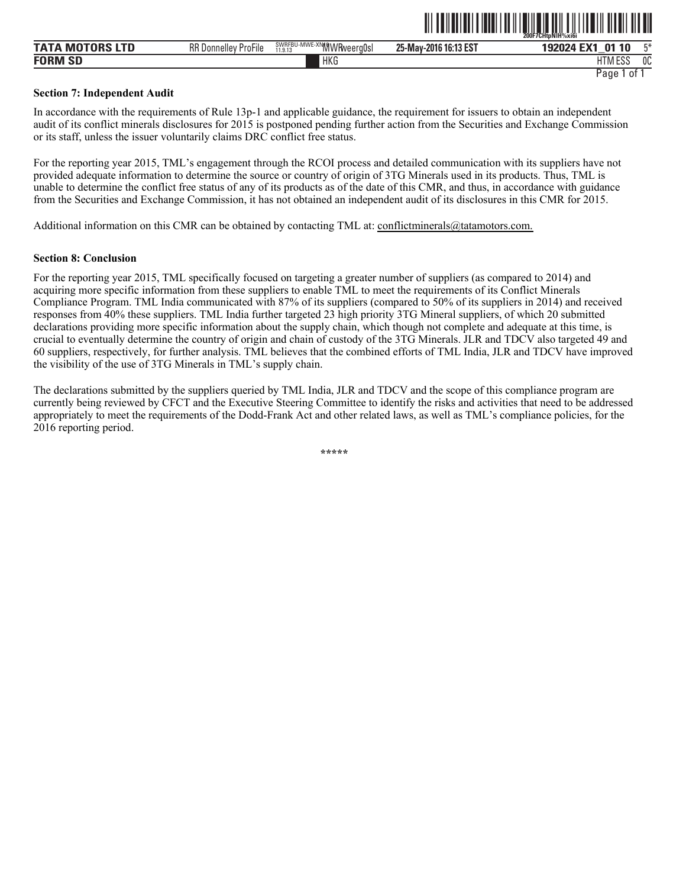**Section 7: Independent Audit**

In accordance with the requirements of Rule 13p-1 and applicable guidance, the requirement for issuers to obtain an independent audit of its conflict minerals disclosures for 2015 is postponed pending further action from the Securities and Exchange Commission or its staff, unless the issuer voluntarily claims DRC conflict free status.

For the reporting year 2015, TML's engagement through the RCOI process and detailed communication with its suppliers have not provided adequate information to determine the source or country of origin of 3TG Minerals used in its products. Thus, TML is unable to determine the conflict free status of any of its products as of the date of this CMR, and thus, in accordance with guidance from the Securities and Exchange Commission, it has not obtained an independent audit of its disclosures in this CMR for 2015.

Additional information on this CMR can be obtained by contacting TML at: conflictminerals@tatamotors.com.

**Section 8: Conclusion**

For the reporting year 2015, TML specifically focused on targeting a greater number of suppliers (as compared to 2014) and acquiring more specific information from these suppliers to enable TML to meet the requirements of its Conflict Minerals Compliance Program. TML India communicated with 87% of its suppliers (compared to 50% of its suppliers in 2014) and received responses from 40% these suppliers. TML India further targeted 23 high priority 3TG Mineral suppliers, of which 20 submitted declarations providing more specific information about the supply chain, which though not complete and adequate at this time, is crucial to eventually determine the country of origin and chain of custody of the 3TG Minerals. JLR and TDCV also targeted 49 and 60 suppliers, respectively, for further analysis. TML believes that the combined efforts of TML India, JLR and TDCV have improved the visibility of the use of 3TG Minerals in TML's supply chain.

The declarations submitted by the suppliers queried by TML India, JLR and TDCV and the scope of this compliance program are currently being reviewed by CFCT and the Executive Steering Committee to identify the risks and activities that need to be addressed appropriately to meet the requirements of the Dodd-Frank Act and other related laws, as well as TML's compliance policies, for the 2016 reporting period.

\*\*\*\*\*